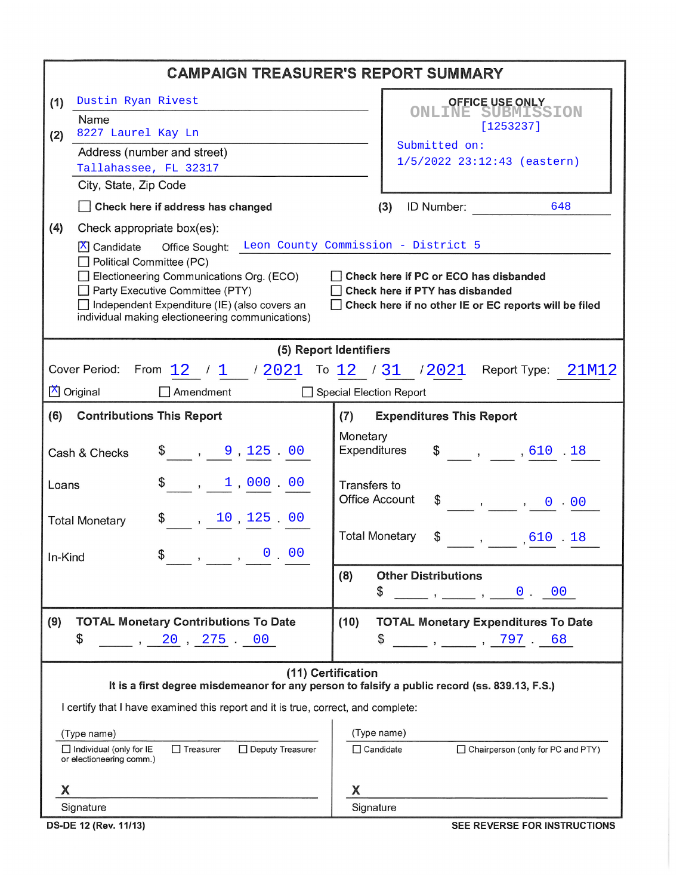# CAMPAIGN TREASURER'S REPORT SUMMARY

**(1)** Dustin Ryan Rivest
Name

**(2)** 8227 Laurel Kay Ln
Address (number and street)

Tallahassee, FL 32317
City, State, Zip Code

☐ **Check here if address has changed**

**OFFICE USE ONLY**
ONLINE SUBMISSION
[1253237]
Submitted on:
1/5/2022 23:12:43 (eastern)

**(3)** ID Number: 648

**(4)** Check appropriate box(es):

- ☒ Candidate — Office Sought: Leon County Commission - District 5
- ☐ Political Committee (PC)
- ☐ Electioneering Communications Org. (ECO)
- ☐ Party Executive Committee (PTY)
- ☐ Independent Expenditure (IE) (also covers an individual making electioneering communications)
- ☐ **Check here if PC or ECO has disbanded**
- ☐ **Check here if PTY has disbanded**
- ☐ **Check here if no other IE or EC reports will be filed**

## (5) Report Identifiers

Cover Period: From 12 / 1 / 2021 To 12 / 31 / 2021 Report Type: 21M12

☒ Original ☐ Amendment ☐ Special Election Report

| **(6) Contributions This Report** | |
|---|---|
| Cash & Checks | $ 9,125.00 |
| Loans | $ 1,000.00 |
| Total Monetary | $ 10,125.00 |
| In-Kind | $ 0.00 |

| **(7) Expenditures This Report** | |
|---|---|
| Monetary Expenditures | $ 610.18 |
| Transfers to Office Account | $ 0.00 |
| Total Monetary | $ 610.18 |

**(8) Other Distributions**
$ 0.00

**(9) TOTAL Monetary Contributions To Date**
$ 20,275.00

**(10) TOTAL Monetary Expenditure To Date**
$ 797.68

## (11) Certification

**It is a first degree misdemeanor for any person to falsify a public record (ss. 839.13, F.S.)**

I certify that I have examined this report and it is true, correct, and complete:

(Type name)
☐ Individual (only for IE or electioneering comm.) ☐ Treasurer ☐ Deputy Treasurer

**X**
Signature

(Type name)
☐ Candidate ☐ Chairperson (only for PC and PTY)

**X**
Signature

**DS-DE 12 (Rev. 11/13)** **SEE REVERSE FOR INSTRUCTIONS**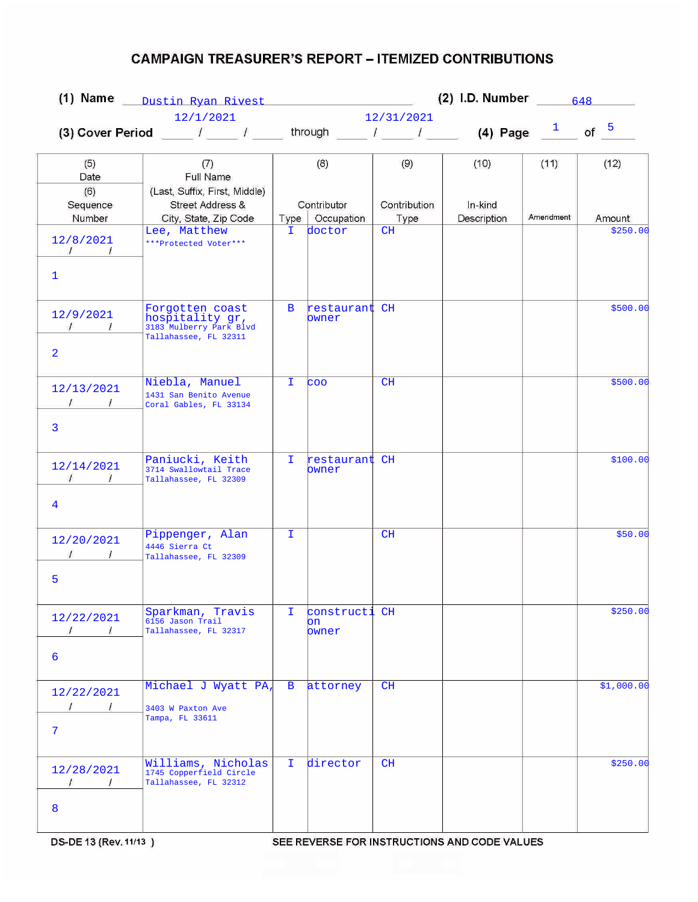# CAMPAIGN TREASURER'S REPORT – ITEMIZED CONTRIBUTIONS

**(1) Name** Dustin Ryan Rivest **(2) I.D. Number** 648

**(3) Cover Period** 12/1/2021 through 12/31/2021 **(4) Page** 1 of 5

| (5) Date / (6) Sequence Number | (7) Full Name (Last, Suffix, First, Middle) Street Address & City, State, Zip Code | (8) Contributor Type | (8) Contributor Occupation | (9) Contribution Type | (10) In-kind Description | (11) Amendment | (12) Amount |
|---|---|---|---|---|---|---|---|
| 12/8/2021<br>1 | Lee, Matthew<br>***Protected Voter*** | I | doctor | CH | | | $250.00 |
| 12/9/2021<br>2 | Forgotten coast hospitality gr,<br>3183 Mulberry Park Blvd<br>Tallahassee, FL 32311 | B | restaurant owner | CH | | | $500.00 |
| 12/13/2021<br>3 | Niebla, Manuel<br>1431 San Benito Avenue<br>Coral Gables, FL 33134 | I | coo | CH | | | $500.00 |
| 12/14/2021<br>4 | Paniucki, Keith<br>3714 Swallowtail Trace<br>Tallahassee, FL 32309 | I | restaurant owner | CH | | | $100.00 |
| 12/20/2021<br>5 | Pippenger, Alan<br>4446 Sierra Ct<br>Tallahassee, FL 32309 | I | | CH | | | $50.00 |
| 12/22/2021<br>6 | Sparkman, Travis<br>6156 Jason Trail<br>Tallahassee, FL 32317 | I | construction owner | CH | | | $250.00 |
| 12/22/2021<br>7 | Michael J Wyatt PA,<br>3403 W Paxton Ave<br>Tampa, FL 33611 | B | attorney | CH | | | $1,000.00 |
| 12/28/2021<br>8 | Williams, Nicholas<br>1745 Copperfield Circle<br>Tallahassee, FL 32312 | I | director | CH | | | $250.00 |

DS-DE 13 (Rev. 11/13) SEE REVERSE FOR INSTRUCTIONS AND CODE VALUES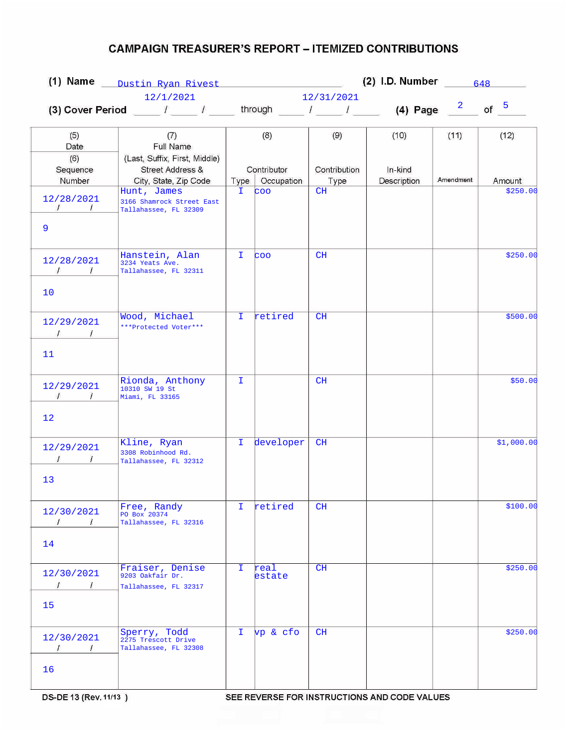# CAMPAIGN TREASURER'S REPORT – ITEMIZED CONTRIBUTIONS

**(1) Name** Dustin Ryan Rivest **(2) I.D. Number** 648

**(3) Cover Period** 12/1/2021 through 12/31/2021 **(4) Page** 2 of 5

| (5) Date / (6) Sequence Number | (7) Full Name (Last, Suffix, First, Middle) Street Address & City, State, Zip Code | (8) Contributor Type | Occupation | (9) Contribution Type | (10) In-kind Description | (11) Amendment | (12) Amount |
|---|---|---|---|---|---|---|---|
| 12/28/2021<br>9 | Hunt, James<br>3166 Shamrock Street East<br>Tallahassee, FL 32309 | I | coo | CH | | | $250.00 |
| 12/28/2021<br>10 | Hanstein, Alan<br>3234 Yeats Ave.<br>Tallahassee, FL 32311 | I | coo | CH | | | $250.00 |
| 12/29/2021<br>11 | Wood, Michael<br>***Protected Voter*** | I | retired | CH | | | $500.00 |
| 12/29/2021<br>12 | Rionda, Anthony<br>10310 SW 19 St<br>Miami, FL 33165 | I | | CH | | | $50.00 |
| 12/29/2021<br>13 | Kline, Ryan<br>3308 Robinhood Rd.<br>Tallahassee, FL 32312 | I | developer | CH | | | $1,000.00 |
| 12/30/2021<br>14 | Free, Randy<br>PO Box 20374<br>Tallahassee, FL 32316 | I | retired | CH | | | $100.00 |
| 12/30/2021<br>15 | Fraiser, Denise<br>9203 Oakfair Dr.<br>Tallahassee, FL 32317 | I | real estate | CH | | | $250.00 |
| 12/30/2021<br>16 | Sperry, Todd<br>2275 Trescott Drive<br>Tallahassee, FL 32308 | I | vp & cfo | CH | | | $250.00 |

DS-DE 13 (Rev. 11/13) SEE REVERSE FOR INSTRUCTIONS AND CODE VALUES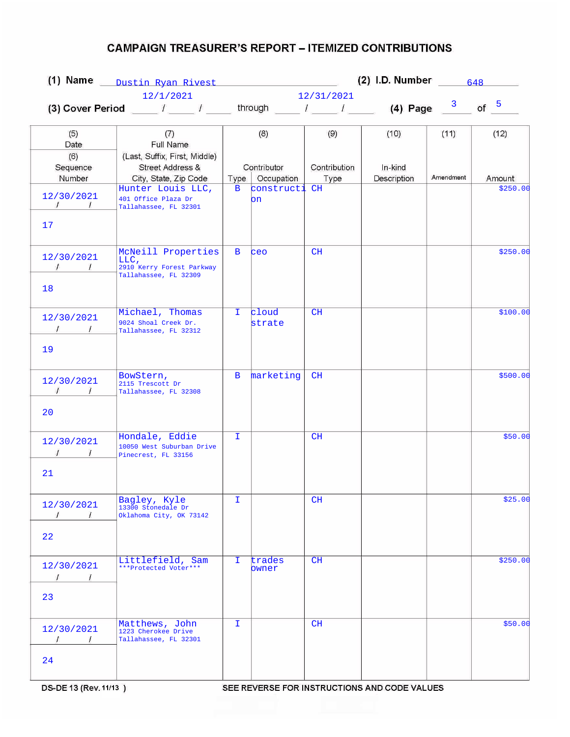# CAMPAIGN TREASURER'S REPORT – ITEMIZED CONTRIBUTIONS

**(1) Name** Dustin Ryan Rivest **(2) I.D. Number** 648

**(3) Cover Period** 12/1/2021 through 12/31/2021 **(4) Page** 3 of 5

| (5) Date / (6) Sequence Number | (7) Full Name (Last, Suffix, First, Middle) Street Address & City, State, Zip Code | (8) Contributor Type | Occupation | (9) Contribution Type | (10) In-kind Description | (11) Amendment | (12) Amount |
|---|---|---|---|---|---|---|---|
| 12/30/2021 / 17 | Hunter Louis LLC, 401 Office Plaza Dr Tallahassee, FL 32301 | B | construction | CH | | | $250.00 |
| 12/30/2021 / 18 | McNeill Properties LLC, 2910 Kerry Forest Parkway Tallahassee, FL 32309 | B | ceo | CH | | | $250.00 |
| 12/30/2021 / 19 | Michael, Thomas 9024 Shoal Creek Dr. Tallahassee, FL 32312 | I | cloud strate | CH | | | $100.00 |
| 12/30/2021 / 20 | BowStern, 2115 Trescott Dr Tallahassee, FL 32308 | B | marketing | CH | | | $500.00 |
| 12/30/2021 / 21 | Hondale, Eddie 10050 West Suburban Drive Pinecrest, FL 33156 | I | | CH | | | $50.00 |
| 12/30/2021 / 22 | Bagley, Kyle 13300 Stonedale Dr Oklahoma City, OK 73142 | I | | CH | | | $25.00 |
| 12/30/2021 / 23 | Littlefield, Sam ***Protected Voter*** | I | trades owner | CH | | | $250.00 |
| 12/30/2021 / 24 | Matthews, John 1223 Cherokee Drive Tallahassee, FL 32301 | I | | CH | | | $50.00 |

DS-DE 13 (Rev. 11/13) SEE REVERSE FOR INSTRUCTIONS AND CODE VALUES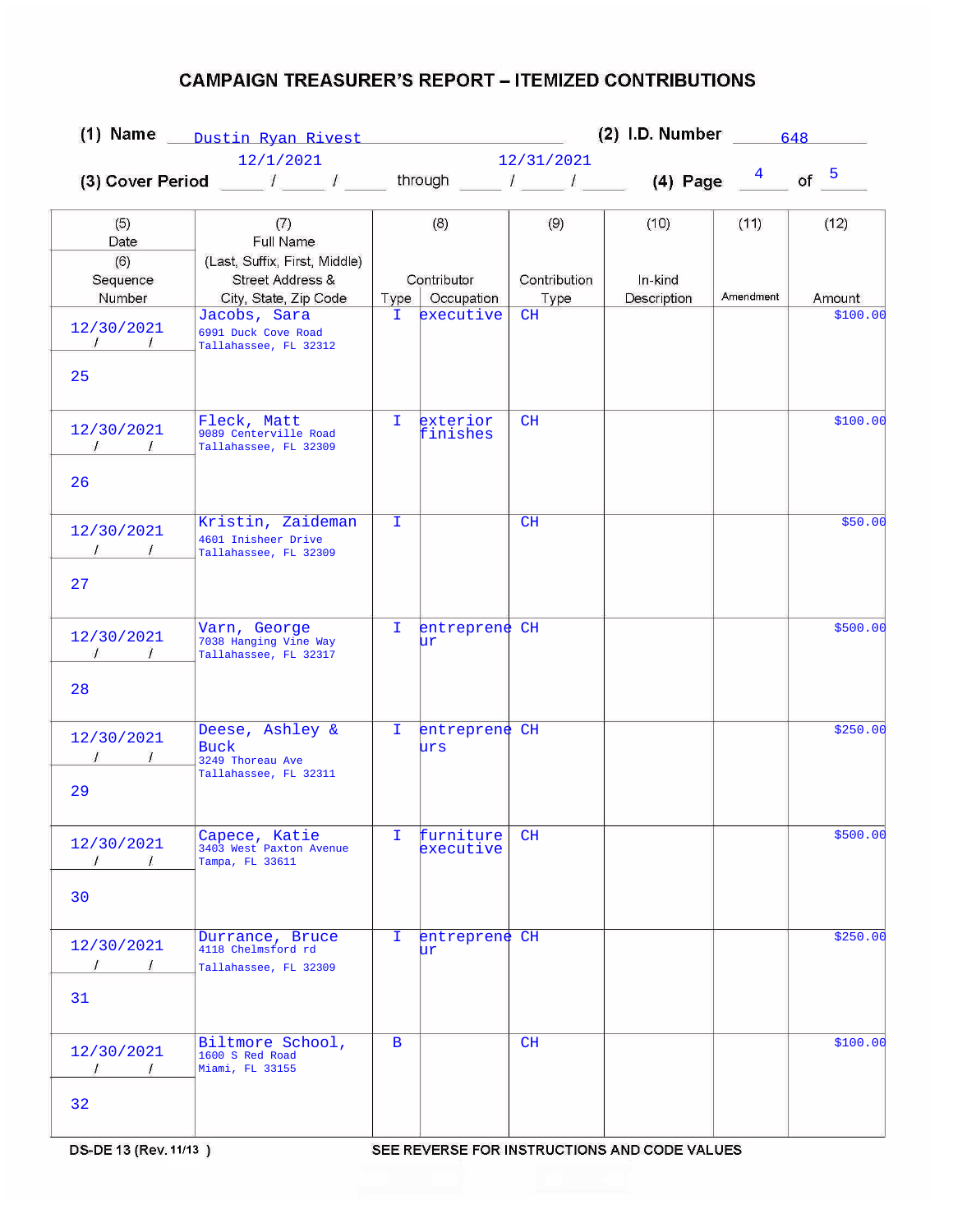# CAMPAIGN TREASURER'S REPORT – ITEMIZED CONTRIBUTIONS

**(1) Name** Dustin Ryan Rivest **(2) I.D. Number** 648

**(3) Cover Period** 12/1/2021 through 12/31/2021 **(4) Page** 4 of 5

| (5) Date / (6) Sequence Number | (7) Full Name (Last, Suffix, First, Middle) Street Address & City, State, Zip Code | (8) Contributor Type | (8) Contributor Occupation | (9) Contribution Type | (10) In-kind Description | (11) Amendment | (12) Amount |
|---|---|---|---|---|---|---|---|
| 12/30/2021 / 25 | Jacobs, Sara<br>6991 Duck Cove Road<br>Tallahassee, FL 32312 | I | executive | CH | | | $100.00 |
| 12/30/2021 / 26 | Fleck, Matt<br>9089 Centerville Road<br>Tallahassee, FL 32309 | I | exterior finishes | CH | | | $100.00 |
| 12/30/2021 / 27 | Kristin, Zaideman<br>4601 Inisheer Drive<br>Tallahassee, FL 32309 | I | | CH | | | $50.00 |
| 12/30/2021 / 28 | Varn, George<br>7038 Hanging Vine Way<br>Tallahassee, FL 32317 | I | entrepreneur | CH | | | $500.00 |
| 12/30/2021 / 29 | Deese, Ashley & Buck<br>3249 Thoreau Ave<br>Tallahassee, FL 32311 | I | entrepreneurs | CH | | | $250.00 |
| 12/30/2021 / 30 | Capece, Katie<br>3403 West Paxton Avenue<br>Tampa, FL 33611 | I | furniture executive | CH | | | $500.00 |
| 12/30/2021 / 31 | Durrance, Bruce<br>4118 Chelmsford rd<br>Tallahassee, FL 32309 | I | entrepreneur | CH | | | $250.00 |
| 12/30/2021 / 32 | Biltmore School,<br>1600 S Red Road<br>Miami, FL 33155 | B | | CH | | | $100.00 |

DS-DE 13 (Rev. 11/13) SEE REVERSE FOR INSTRUCTIONS AND CODE VALUES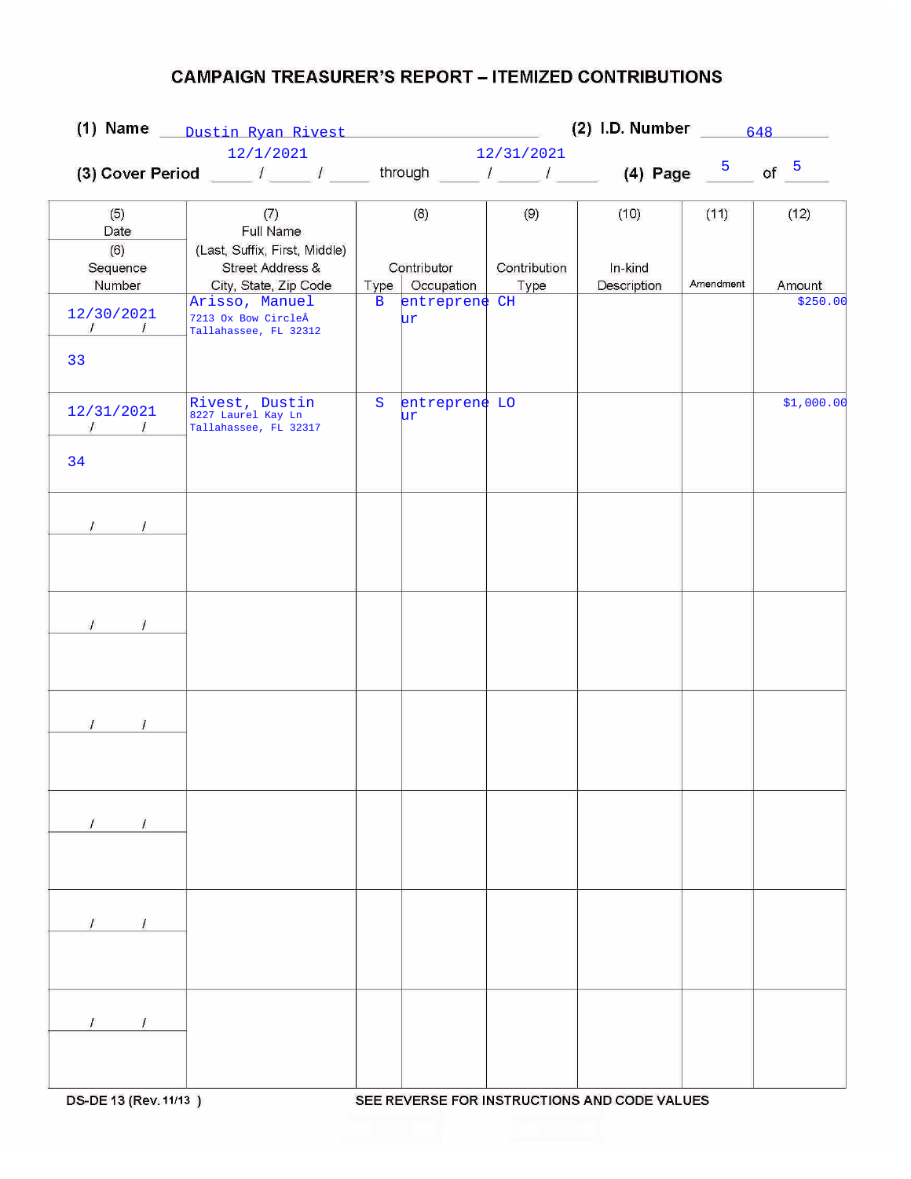# CAMPAIGN TREASURER'S REPORT – ITEMIZED CONTRIBUTIONS

**(1) Name** Dustin Ryan Rivest **(2) I.D. Number** 648

**(3) Cover Period** 12/1/2021 through 12/31/2021 **(4) Page** 5 of 5

| (5) Date / (6) Sequence Number | (7) Full Name (Last, Suffix, First, Middle) Street Address & City, State, Zip Code | (8) Contributor Type | (8) Contributor Occupation | (9) Contribution Type | (10) In-kind Description | (11) Amendment | (12) Amount |
|---|---|---|---|---|---|---|---|
| 12/30/2021 / 33 | Arisso, Manuel 7213 Ox Bow CircleÂ Tallahassee, FL 32312 | B | entrepreneur | CH | | | $250.00 |
| 12/31/2021 / 34 | Rivest, Dustin 8227 Laurel Kay Ln Tallahassee, FL 32317 | S | entrepreneur | LO | | | $1,000.00 |
| / / | | | | | | | |
| / / | | | | | | | |
| / / | | | | | | | |
| / / | | | | | | | |
| / / | | | | | | | |
| / / | | | | | | | |

DS-DE 13 (Rev. 11/13 ) SEE REVERSE FOR INSTRUCTIONS AND CODE VALUES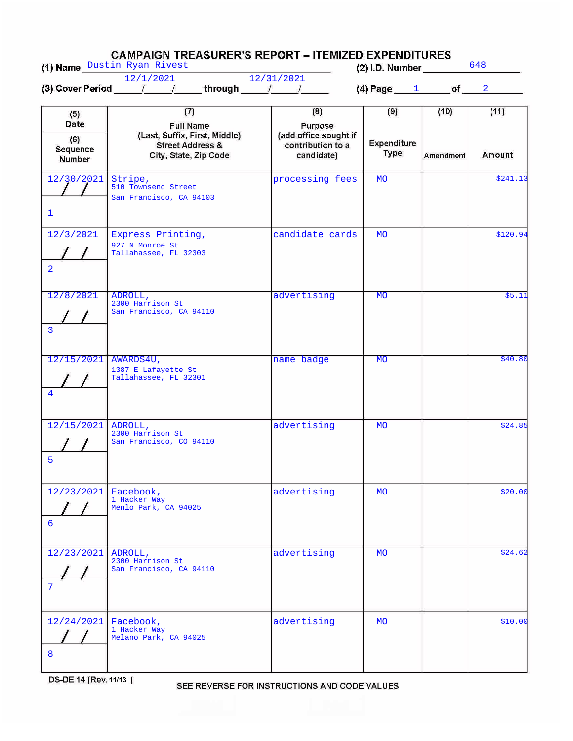# CAMPAIGN TREASURER'S REPORT – ITEMIZED EXPENDITURES

(1) Name Dustin Ryan Rivest (2) I.D. Number 648

(3) Cover Period 12/1/2021 through 12/31/2021 (4) Page 1 of 2

| (5) Date / (6) Sequence Number | (7) Full Name (Last, Suffix, First, Middle) Street Address & City, State, Zip Code | (8) Purpose (add office sought if contribution to a candidate) | (9) Expenditure Type | (10) Amendment | (11) Amount |
|---|---|---|---|---|---|
| 12/30/2021<br>1 | Stripe,<br>510 Townsend Street<br>San Francisco, CA 94103 | processing fees | MO | | $241.13 |
| 12/3/2021<br>2 | Express Printing,<br>927 N Monroe St<br>Tallahassee, FL 32303 | candidate cards | MO | | $120.94 |
| 12/8/2021<br>3 | ADROLL,<br>2300 Harrison St<br>San Francisco, CA 94110 | advertising | MO | | $5.11 |
| 12/15/2021<br>4 | AWARDS4U,<br>1387 E Lafayette St<br>Tallahassee, FL 32301 | name badge | MO | | $40.80 |
| 12/15/2021<br>5 | ADROLL,<br>2300 Harrison St<br>San Francisco, CO 94110 | advertising | MO | | $24.85 |
| 12/23/2021<br>6 | Facebook,<br>1 Hacker Way<br>Menlo Park, CA 94025 | advertising | MO | | $20.00 |
| 12/23/2021<br>7 | ADROLL,<br>2300 Harrison St<br>San Francisco, CA 94110 | advertising | MO | | $24.62 |
| 12/24/2021<br>8 | Facebook,<br>1 Hacker Way<br>Melano Park, CA 94025 | advertising | MO | | $10.00 |

DS-DE 14 (Rev. 11/13)

SEE REVERSE FOR INSTRUCTIONS AND CODE VALUES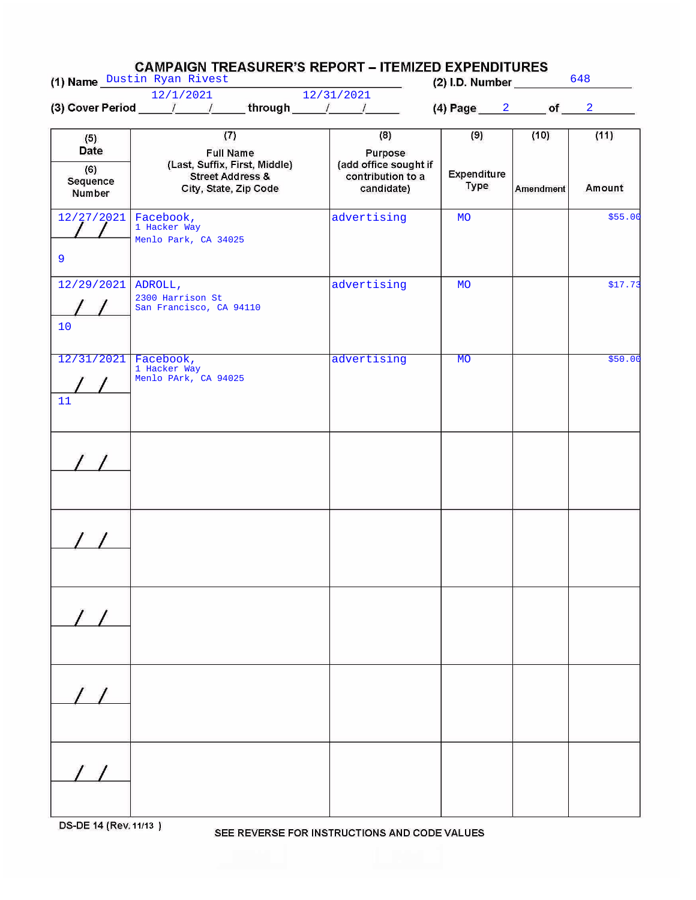# CAMPAIGN TREASURER'S REPORT – ITEMIZED EXPENDITURES

**(1) Name** Dustin Ryan Rivest **(2) I.D. Number** 648

**(3) Cover Period** 12/1/2021 through 12/31/2021 **(4) Page** 2 of 2

| (5) Date / (6) Sequence Number | (7) Full Name (Last, Suffix, First, Middle) Street Address & City, State, Zip Code | (8) Purpose (add office sought if contribution to a candidate) | (9) Expenditure Type | (10) Amendment | (11) Amount |
|---|---|---|---|---|---|
| 12/27/2021<br>9 | Facebook,<br>1 Hacker Way<br>Menlo Park, CA 34025 | advertising | MO | | $55.00 |
| 12/29/2021<br>10 | ADROLL,<br>2300 Harrison St<br>San Francisco, CA 94110 | advertising | MO | | $17.73 |
| 12/31/2021<br>11 | Facebook,<br>1 Hacker Way<br>Menlo PArk, CA 94025 | advertising | MO | | $50.00 |
| / / | | | | | |
| / / | | | | | |
| / / | | | | | |
| / / | | | | | |
| / / | | | | | |

DS-DE 14 (Rev. 11/13)

SEE REVERSE FOR INSTRUCTIONS AND CODE VALUES